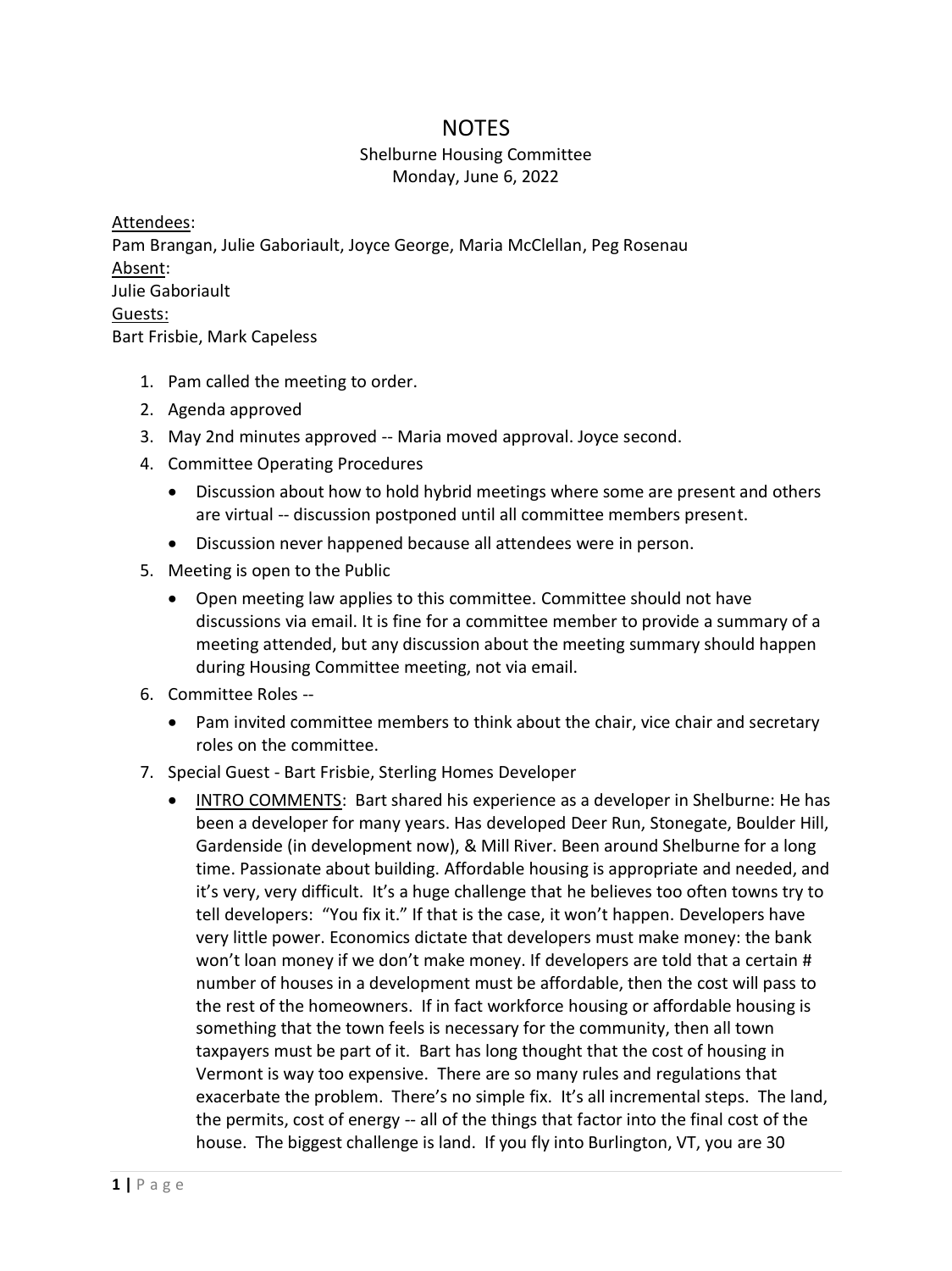# NOTES

Shelburne Housing Committee
Monday, June 6, 2022

<u>Attendees</u>:
Pam Brangan, Julie Gaboriault, Joyce George, Maria McClellan, Peg Rosenau
<u>Absent</u>:
Julie Gaboriault
<u>Guests:</u>
Bart Frisbie, Mark Capeless

1. Pam called the meeting to order.
2. Agenda approved
3. May 2nd minutes approved -- Maria moved approval. Joyce second.
4. Committee Operating Procedures
   - Discussion about how to hold hybrid meetings where some are present and others are virtual -- discussion postponed until all committee members present.
   - Discussion never happened because all attendees were in person.
5. Meeting is open to the Public
   - Open meeting law applies to this committee. Committee should not have discussions via email. It is fine for a committee member to provide a summary of a meeting attended, but any discussion about the meeting summary should happen during Housing Committee meeting, not via email.
6. Committee Roles --
   - Pam invited committee members to think about the chair, vice chair and secretary roles on the committee.
7. Special Guest - Bart Frisbie, Sterling Homes Developer
   - <u>INTRO COMMENTS</u>: Bart shared his experience as a developer in Shelburne: He has been a developer for many years. Has developed Deer Run, Stonegate, Boulder Hill, Gardenside (in development now), & Mill River. Been around Shelburne for a long time. Passionate about building. Affordable housing is appropriate and needed, and it's very, very difficult. It's a huge challenge that he believes too often towns try to tell developers: "You fix it." If that is the case, it won't happen. Developers have very little power. Economics dictate that developers must make money: the bank won't loan money if we don't make money. If developers are told that a certain # number of houses in a development must be affordable, then the cost will pass to the rest of the homeowners. If in fact workforce housing or affordable housing is something that the town feels is necessary for the community, then all town taxpayers must be part of it. Bart has long thought that the cost of housing in Vermont is way too expensive. There are so many rules and regulations that exacerbate the problem. There's no simple fix. It's all incremental steps. The land, the permits, cost of energy -- all of the things that factor into the final cost of the house. The biggest challenge is land. If you fly into Burlington, VT, you are 30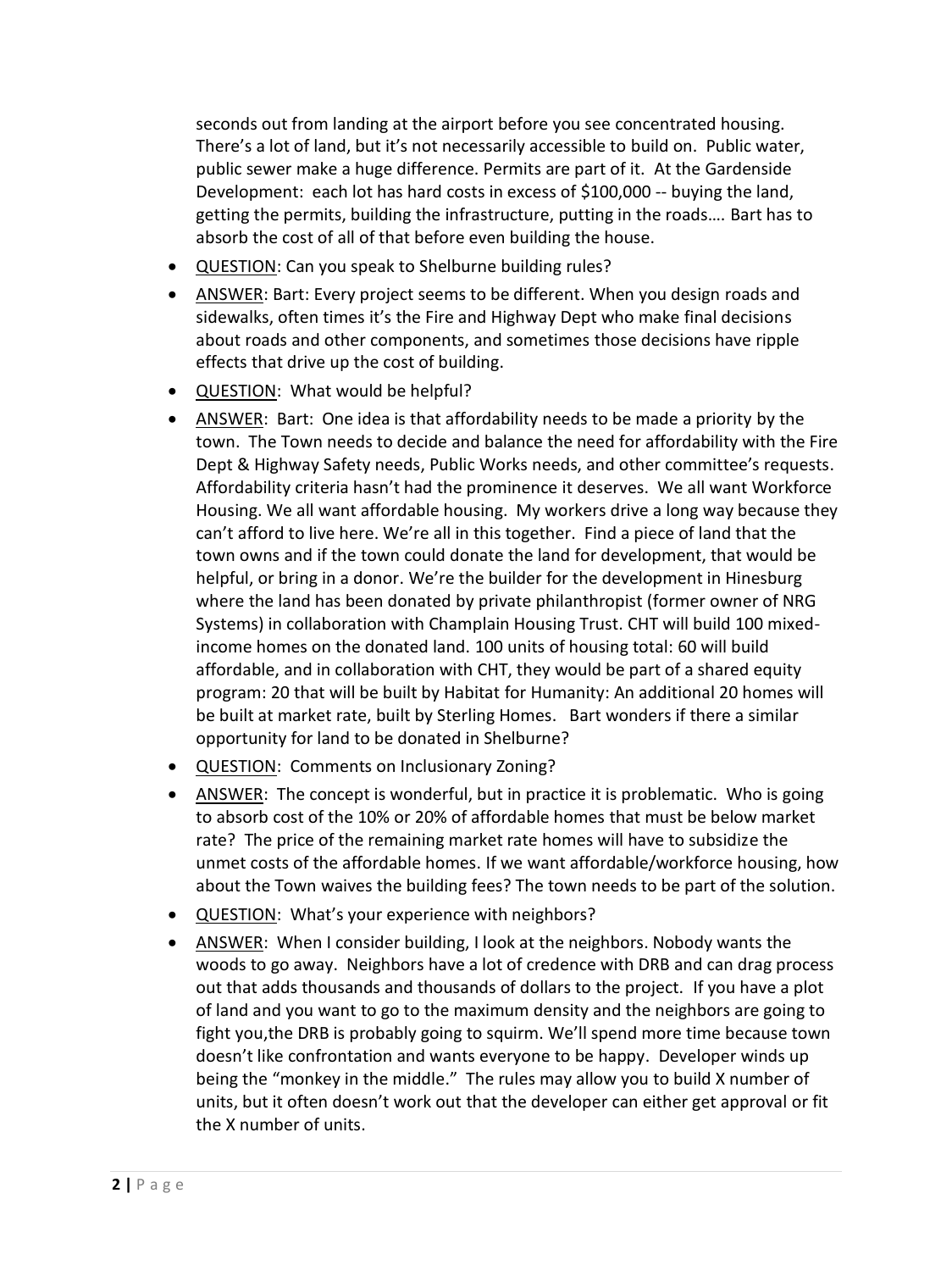seconds out from landing at the airport before you see concentrated housing. There's a lot of land, but it's not necessarily accessible to build on. Public water, public sewer make a huge difference. Permits are part of it. At the Gardenside Development: each lot has hard costs in excess of $100,000 -- buying the land, getting the permits, building the infrastructure, putting in the roads…. Bart has to absorb the cost of all of that before even building the house.

- <u>QUESTION</u>: Can you speak to Shelburne building rules?
- <u>ANSWER</u>: Bart: Every project seems to be different. When you design roads and sidewalks, often times it's the Fire and Highway Dept who make final decisions about roads and other components, and sometimes those decisions have ripple effects that drive up the cost of building.
- <u>QUESTION</u>: What would be helpful?
- <u>ANSWER</u>: Bart: One idea is that affordability needs to be made a priority by the town. The Town needs to decide and balance the need for affordability with the Fire Dept & Highway Safety needs, Public Works needs, and other committee's requests. Affordability criteria hasn't had the prominence it deserves. We all want Workforce Housing. We all want affordable housing. My workers drive a long way because they can't afford to live here. We're all in this together. Find a piece of land that the town owns and if the town could donate the land for development, that would be helpful, or bring in a donor. We're the builder for the development in Hinesburg where the land has been donated by private philanthropist (former owner of NRG Systems) in collaboration with Champlain Housing Trust. CHT will build 100 mixed-income homes on the donated land. 100 units of housing total: 60 will build affordable, and in collaboration with CHT, they would be part of a shared equity program: 20 that will be built by Habitat for Humanity: An additional 20 homes will be built at market rate, built by Sterling Homes. Bart wonders if there a similar opportunity for land to be donated in Shelburne?
- <u>QUESTION</u>: Comments on Inclusionary Zoning?
- <u>ANSWER</u>: The concept is wonderful, but in practice it is problematic. Who is going to absorb cost of the 10% or 20% of affordable homes that must be below market rate? The price of the remaining market rate homes will have to subsidize the unmet costs of the affordable homes. If we want affordable/workforce housing, how about the Town waives the building fees? The town needs to be part of the solution.
- <u>QUESTION</u>: What's your experience with neighbors?
- <u>ANSWER</u>: When I consider building, I look at the neighbors. Nobody wants the woods to go away. Neighbors have a lot of credence with DRB and can drag process out that adds thousands and thousands of dollars to the project. If you have a plot of land and you want to go to the maximum density and the neighbors are going to fight you,the DRB is probably going to squirm. We'll spend more time because town doesn't like confrontation and wants everyone to be happy. Developer winds up being the "monkey in the middle." The rules may allow you to build X number of units, but it often doesn't work out that the developer can either get approval or fit the X number of units.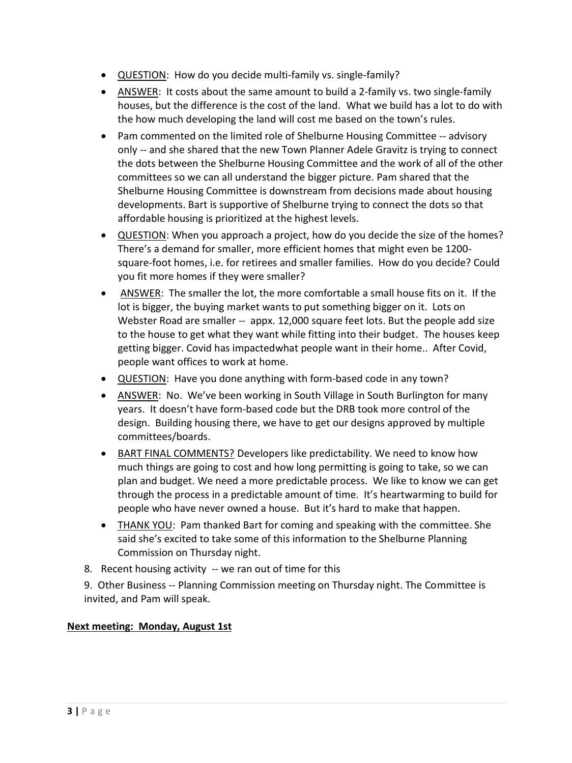- <u>QUESTION</u>: How do you decide multi-family vs. single-family?
- <u>ANSWER</u>: It costs about the same amount to build a 2-family vs. two single-family houses, but the difference is the cost of the land. What we build has a lot to do with the how much developing the land will cost me based on the town's rules.
- Pam commented on the limited role of Shelburne Housing Committee -- advisory only -- and she shared that the new Town Planner Adele Gravitz is trying to connect the dots between the Shelburne Housing Committee and the work of all of the other committees so we can all understand the bigger picture. Pam shared that the Shelburne Housing Committee is downstream from decisions made about housing developments. Bart is supportive of Shelburne trying to connect the dots so that affordable housing is prioritized at the highest levels.
- <u>QUESTION</u>: When you approach a project, how do you decide the size of the homes? There's a demand for smaller, more efficient homes that might even be 1200-square-foot homes, i.e. for retirees and smaller families. How do you decide? Could you fit more homes if they were smaller?
- <u>ANSWER</u>: The smaller the lot, the more comfortable a small house fits on it. If the lot is bigger, the buying market wants to put something bigger on it. Lots on Webster Road are smaller -- appx. 12,000 square feet lots. But the people add size to the house to get what they want while fitting into their budget. The houses keep getting bigger. Covid has impactedwhat people want in their home.. After Covid, people want offices to work at home.
- <u>QUESTION</u>: Have you done anything with form-based code in any town?
- <u>ANSWER</u>: No. We've been working in South Village in South Burlington for many years. It doesn't have form-based code but the DRB took more control of the design. Building housing there, we have to get our designs approved by multiple committees/boards.
- <u>BART FINAL COMMENTS?</u> Developers like predictability. We need to know how much things are going to cost and how long permitting is going to take, so we can plan and budget. We need a more predictable process. We like to know we can get through the process in a predictable amount of time. It's heartwarming to build for people who have never owned a house. But it's hard to make that happen.
- <u>THANK YOU</u>: Pam thanked Bart for coming and speaking with the committee. She said she's excited to take some of this information to the Shelburne Planning Commission on Thursday night.

8. Recent housing activity -- we ran out of time for this

9. Other Business -- Planning Commission meeting on Thursday night. The Committee is invited, and Pam will speak.

**<u>Next meeting: Monday, August 1st</u>**